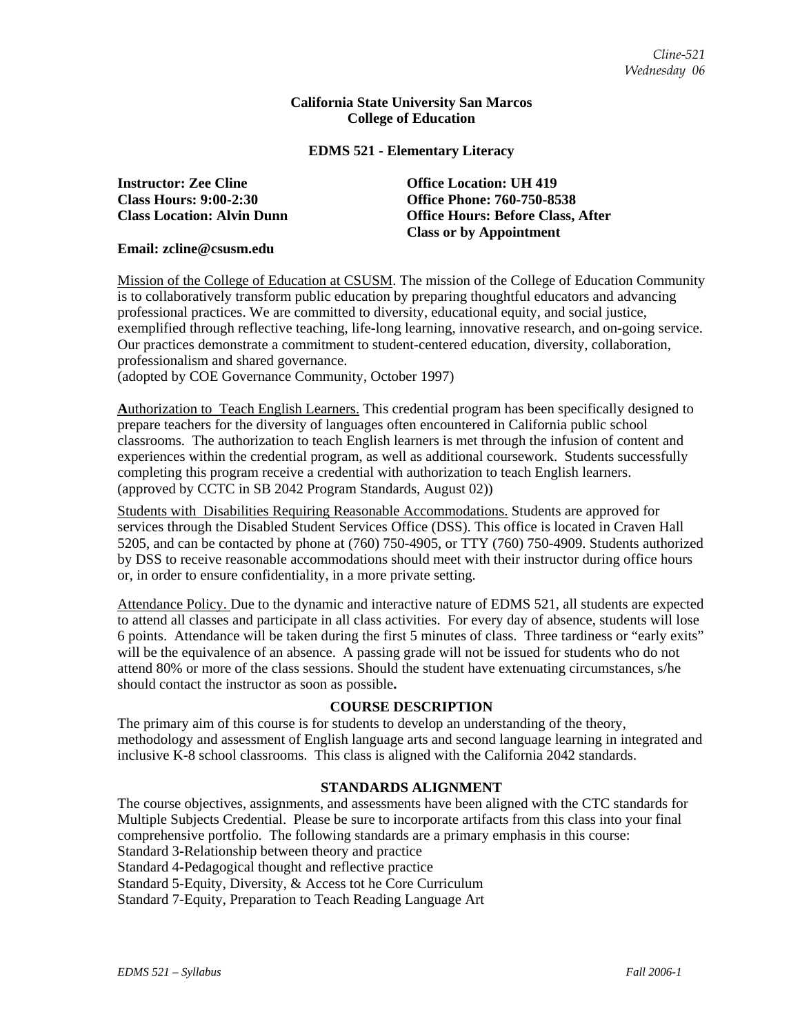# California State University San Marcos
## College of Education

### EDMS 521 - Elementary Literacy

**Instructor: Zee Cline**
**Class Hours: 9:00-2:30**
**Class Location: Alvin Dunn**

**Office Location: UH 419**
**Office Phone: 760-750-8538**
**Office Hours: Before Class, After Class or by Appointment**

**Email: zcline@csusm.edu**

Mission of the College of Education at CSUSM. The mission of the College of Education Community is to collaboratively transform public education by preparing thoughtful educators and advancing professional practices. We are committed to diversity, educational equity, and social justice, exemplified through reflective teaching, life-long learning, innovative research, and on-going service. Our practices demonstrate a commitment to student-centered education, diversity, collaboration, professionalism and shared governance.
(adopted by COE Governance Community, October 1997)

**A**uthorization to Teach English Learners. This credential program has been specifically designed to prepare teachers for the diversity of languages often encountered in California public school classrooms. The authorization to teach English learners is met through the infusion of content and experiences within the credential program, as well as additional coursework. Students successfully completing this program receive a credential with authorization to teach English learners. (approved by CCTC in SB 2042 Program Standards, August 02))

Students with Disabilities Requiring Reasonable Accommodations. Students are approved for services through the Disabled Student Services Office (DSS). This office is located in Craven Hall 5205, and can be contacted by phone at (760) 750-4905, or TTY (760) 750-4909. Students authorized by DSS to receive reasonable accommodations should meet with their instructor during office hours or, in order to ensure confidentiality, in a more private setting.

Attendance Policy. Due to the dynamic and interactive nature of EDMS 521, all students are expected to attend all classes and participate in all class activities. For every day of absence, students will lose 6 points. Attendance will be taken during the first 5 minutes of class. Three tardiness or "early exits" will be the equivalence of an absence. A passing grade will not be issued for students who do not attend 80% or more of the class sessions. Should the student have extenuating circumstances, s/he should contact the instructor as soon as possible**.**

## COURSE DESCRIPTION

The primary aim of this course is for students to develop an understanding of the theory, methodology and assessment of English language arts and second language learning in integrated and inclusive K-8 school classrooms. This class is aligned with the California 2042 standards.

## STANDARDS ALIGNMENT

The course objectives, assignments, and assessments have been aligned with the CTC standards for Multiple Subjects Credential. Please be sure to incorporate artifacts from this class into your final comprehensive portfolio. The following standards are a primary emphasis in this course:
Standard 3-Relationship between theory and practice
Standard 4-Pedagogical thought and reflective practice
Standard 5-Equity, Diversity, & Access tot he Core Curriculum
Standard 7-Equity, Preparation to Teach Reading Language Art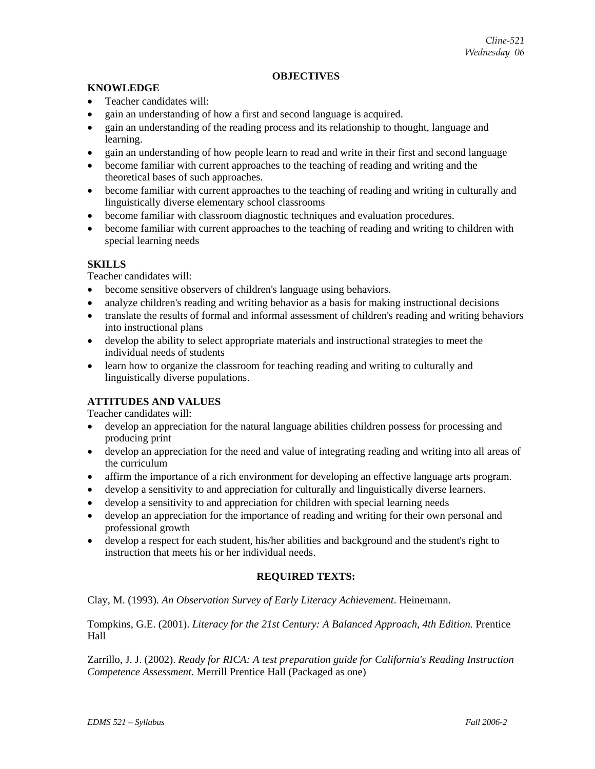# OBJECTIVES

## KNOWLEDGE

- Teacher candidates will:
- gain an understanding of how a first and second language is acquired.
- gain an understanding of the reading process and its relationship to thought, language and learning.
- gain an understanding of how people learn to read and write in their first and second language
- become familiar with current approaches to the teaching of reading and writing and the theoretical bases of such approaches.
- become familiar with current approaches to the teaching of reading and writing in culturally and linguistically diverse elementary school classrooms
- become familiar with classroom diagnostic techniques and evaluation procedures.
- become familiar with current approaches to the teaching of reading and writing to children with special learning needs

## SKILLS

Teacher candidates will:

- become sensitive observers of children's language using behaviors.
- analyze children's reading and writing behavior as a basis for making instructional decisions
- translate the results of formal and informal assessment of children's reading and writing behaviors into instructional plans
- develop the ability to select appropriate materials and instructional strategies to meet the individual needs of students
- learn how to organize the classroom for teaching reading and writing to culturally and linguistically diverse populations.

## ATTITUDES AND VALUES

Teacher candidates will:

- develop an appreciation for the natural language abilities children possess for processing and producing print
- develop an appreciation for the need and value of integrating reading and writing into all areas of the curriculum
- affirm the importance of a rich environment for developing an effective language arts program.
- develop a sensitivity to and appreciation for culturally and linguistically diverse learners.
- develop a sensitivity to and appreciation for children with special learning needs
- develop an appreciation for the importance of reading and writing for their own personal and professional growth
- develop a respect for each student, his/her abilities and background and the student's right to instruction that meets his or her individual needs.

# REQUIRED TEXTS:

Clay, M. (1993). *An Observation Survey of Early Literacy Achievement*. Heinemann.

Tompkins, G.E. (2001). *Literacy for the 21st Century: A Balanced Approach, 4th Edition.* Prentice Hall

Zarrillo, J. J. (2002). *Ready for RICA: A test preparation guide for California's Reading Instruction Competence Assessment*. Merrill Prentice Hall (Packaged as one)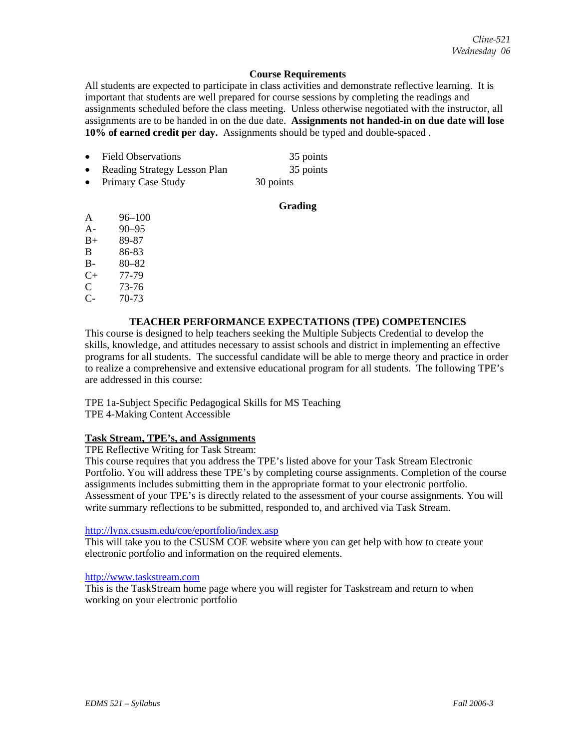## Course Requirements

All students are expected to participate in class activities and demonstrate reflective learning. It is important that students are well prepared for course sessions by completing the readings and assignments scheduled before the class meeting. Unless otherwise negotiated with the instructor, all assignments are to be handed in on the due date. **Assignments not handed-in on due date will lose 10% of earned credit per day.** Assignments should be typed and double-spaced .

- Field Observations 35 points
- Reading Strategy Lesson Plan 35 points
- Primary Case Study 30 points

## Grading

| | |
|---|---|
| A | 96–100 |
| A- | 90–95 |
| B+ | 89-87 |
| B | 86-83 |
| B- | 80–82 |
| C+ | 77-79 |
| C | 73-76 |
| C- | 70-73 |

## TEACHER PERFORMANCE EXPECTATIONS (TPE) COMPETENCIES

This course is designed to help teachers seeking the Multiple Subjects Credential to develop the skills, knowledge, and attitudes necessary to assist schools and district in implementing an effective programs for all students. The successful candidate will be able to merge theory and practice in order to realize a comprehensive and extensive educational program for all students. The following TPE's are addressed in this course:

TPE 1a-Subject Specific Pedagogical Skills for MS Teaching
TPE 4-Making Content Accessible

### Task Stream, TPE's, and Assignments

TPE Reflective Writing for Task Stream:
This course requires that you address the TPE's listed above for your Task Stream Electronic Portfolio. You will address these TPE's by completing course assignments. Completion of the course assignments includes submitting them in the appropriate format to your electronic portfolio. Assessment of your TPE's is directly related to the assessment of your course assignments. You will write summary reflections to be submitted, responded to, and archived via Task Stream.

http://lynx.csusm.edu/coe/eportfolio/index.asp
This will take you to the CSUSM COE website where you can get help with how to create your electronic portfolio and information on the required elements.

http://www.taskstream.com
This is the TaskStream home page where you will register for Taskstream and return to when working on your electronic portfolio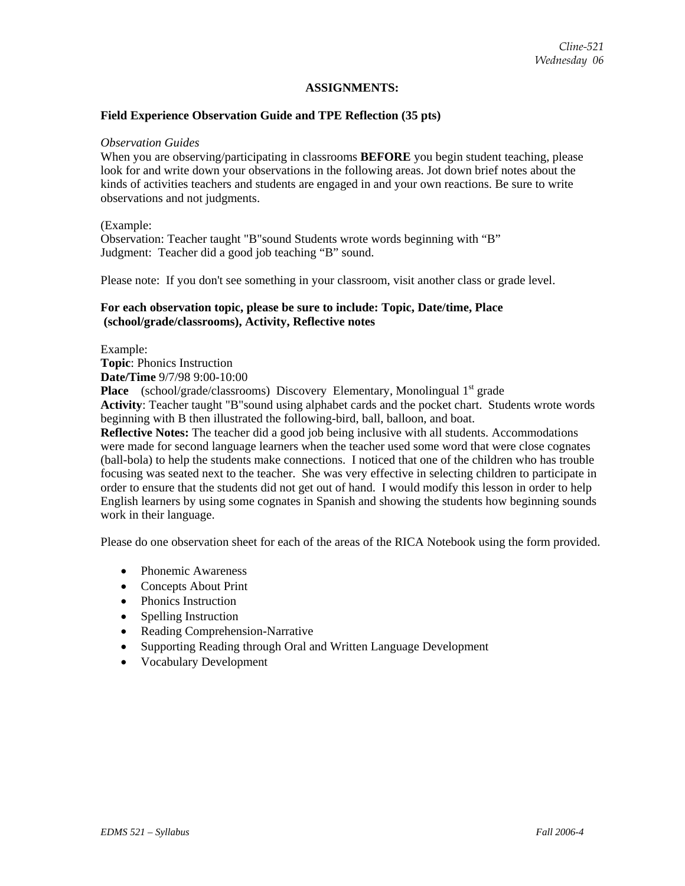## ASSIGNMENTS:

### Field Experience Observation Guide and TPE Reflection (35 pts)

*Observation Guides*

When you are observing/participating in classrooms **BEFORE** you begin student teaching, please look for and write down your observations in the following areas. Jot down brief notes about the kinds of activities teachers and students are engaged in and your own reactions. Be sure to write observations and not judgments.

(Example:
Observation: Teacher taught "B"sound Students wrote words beginning with "B"
Judgment: Teacher did a good job teaching "B" sound.

Please note: If you don't see something in your classroom, visit another class or grade level.

**For each observation topic, please be sure to include: Topic, Date/time, Place (school/grade/classrooms), Activity, Reflective notes**

Example:
**Topic**: Phonics Instruction
**Date/Time** 9/7/98 9:00-10:00
**Place** (school/grade/classrooms) Discovery Elementary, Monolingual 1st grade
**Activity**: Teacher taught "B"sound using alphabet cards and the pocket chart. Students wrote words beginning with B then illustrated the following-bird, ball, balloon, and boat.
**Reflective Notes:** The teacher did a good job being inclusive with all students. Accommodations were made for second language learners when the teacher used some word that were close cognates (ball-bola) to help the students make connections. I noticed that one of the children who has trouble focusing was seated next to the teacher. She was very effective in selecting children to participate in order to ensure that the students did not get out of hand. I would modify this lesson in order to help English learners by using some cognates in Spanish and showing the students how beginning sounds work in their language.

Please do one observation sheet for each of the areas of the RICA Notebook using the form provided.

- Phonemic Awareness
- Concepts About Print
- Phonics Instruction
- Spelling Instruction
- Reading Comprehension-Narrative
- Supporting Reading through Oral and Written Language Development
- Vocabulary Development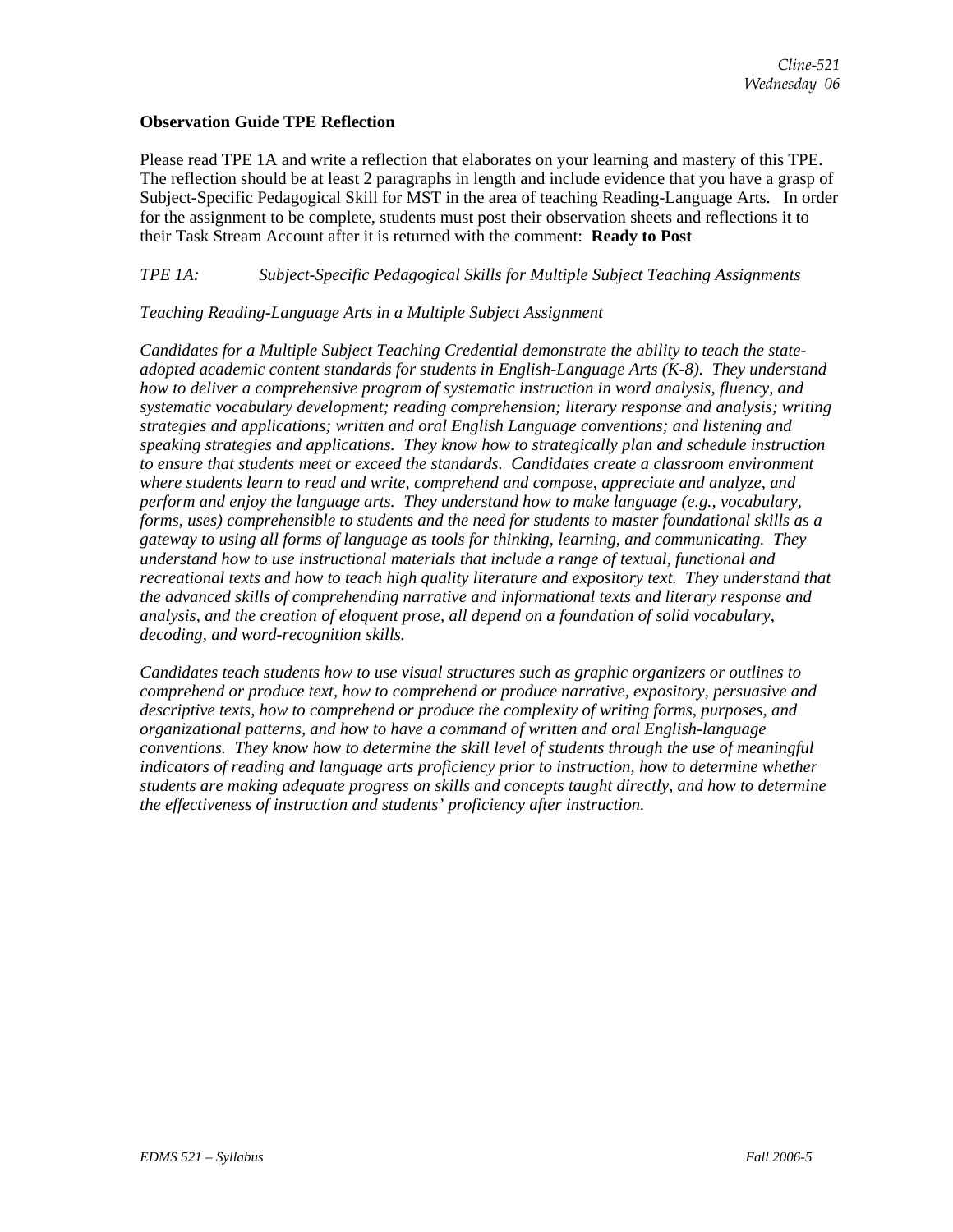**Observation Guide TPE Reflection**

Please read TPE 1A and write a reflection that elaborates on your learning and mastery of this TPE. The reflection should be at least 2 paragraphs in length and include evidence that you have a grasp of Subject-Specific Pedagogical Skill for MST in the area of teaching Reading-Language Arts. In order for the assignment to be complete, students must post their observation sheets and reflections it to their Task Stream Account after it is returned with the comment: **Ready to Post**

*TPE 1A: Subject-Specific Pedagogical Skills for Multiple Subject Teaching Assignments*

*Teaching Reading-Language Arts in a Multiple Subject Assignment*

*Candidates for a Multiple Subject Teaching Credential demonstrate the ability to teach the state-adopted academic content standards for students in English-Language Arts (K-8). They understand how to deliver a comprehensive program of systematic instruction in word analysis, fluency, and systematic vocabulary development; reading comprehension; literary response and analysis; writing strategies and applications; written and oral English Language conventions; and listening and speaking strategies and applications. They know how to strategically plan and schedule instruction to ensure that students meet or exceed the standards. Candidates create a classroom environment where students learn to read and write, comprehend and compose, appreciate and analyze, and perform and enjoy the language arts. They understand how to make language (e.g., vocabulary, forms, uses) comprehensible to students and the need for students to master foundational skills as a gateway to using all forms of language as tools for thinking, learning, and communicating. They understand how to use instructional materials that include a range of textual, functional and recreational texts and how to teach high quality literature and expository text. They understand that the advanced skills of comprehending narrative and informational texts and literary response and analysis, and the creation of eloquent prose, all depend on a foundation of solid vocabulary, decoding, and word-recognition skills.*

*Candidates teach students how to use visual structures such as graphic organizers or outlines to comprehend or produce text, how to comprehend or produce narrative, expository, persuasive and descriptive texts, how to comprehend or produce the complexity of writing forms, purposes, and organizational patterns, and how to have a command of written and oral English-language conventions. They know how to determine the skill level of students through the use of meaningful indicators of reading and language arts proficiency prior to instruction, how to determine whether students are making adequate progress on skills and concepts taught directly, and how to determine the effectiveness of instruction and students' proficiency after instruction.*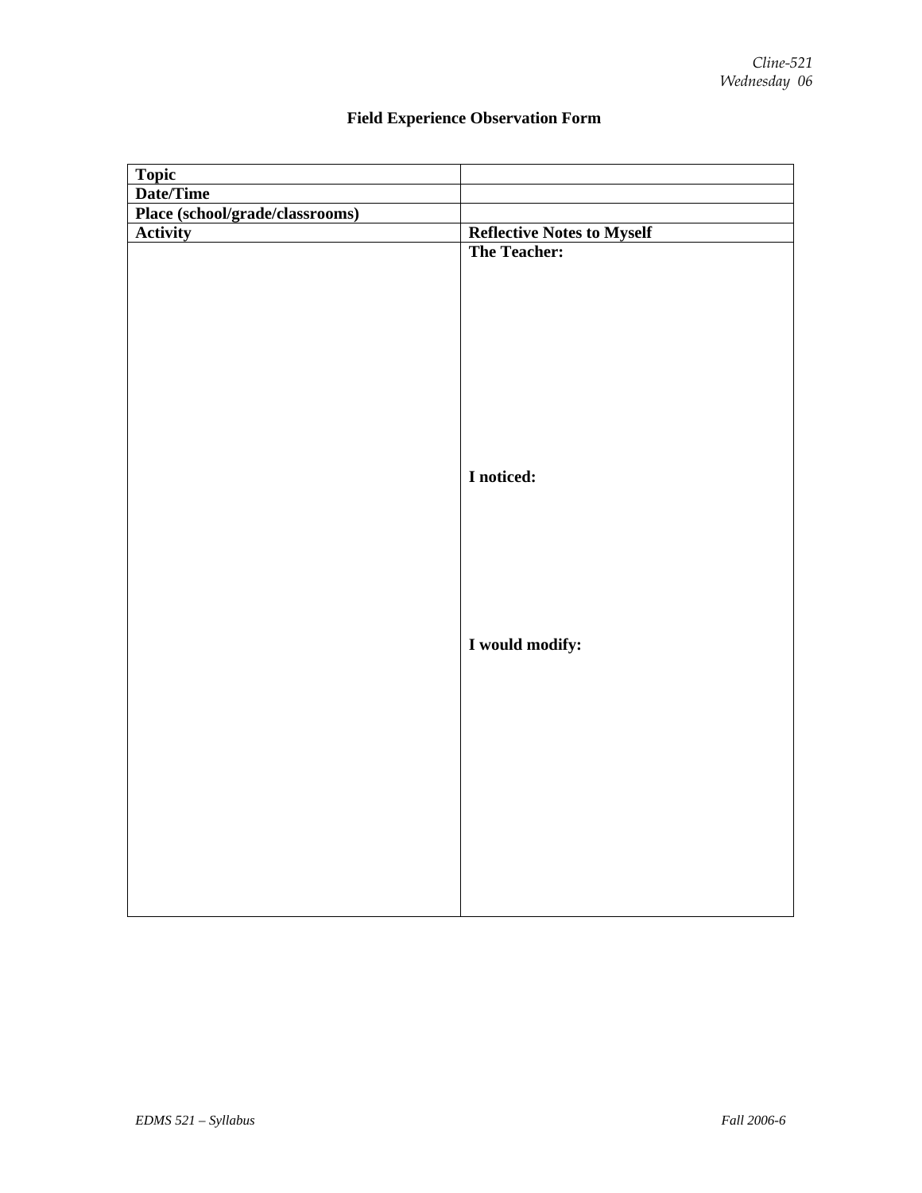# Field Experience Observation Form

| Topic | |
|---|---|
| Date/Time | |
| Place (school/grade/classrooms) | |
| **Activity** | **Reflective Notes to Myself** |
| | **The Teacher:**<br><br><br><br>**I noticed:**<br><br><br><br>**I would modify:** |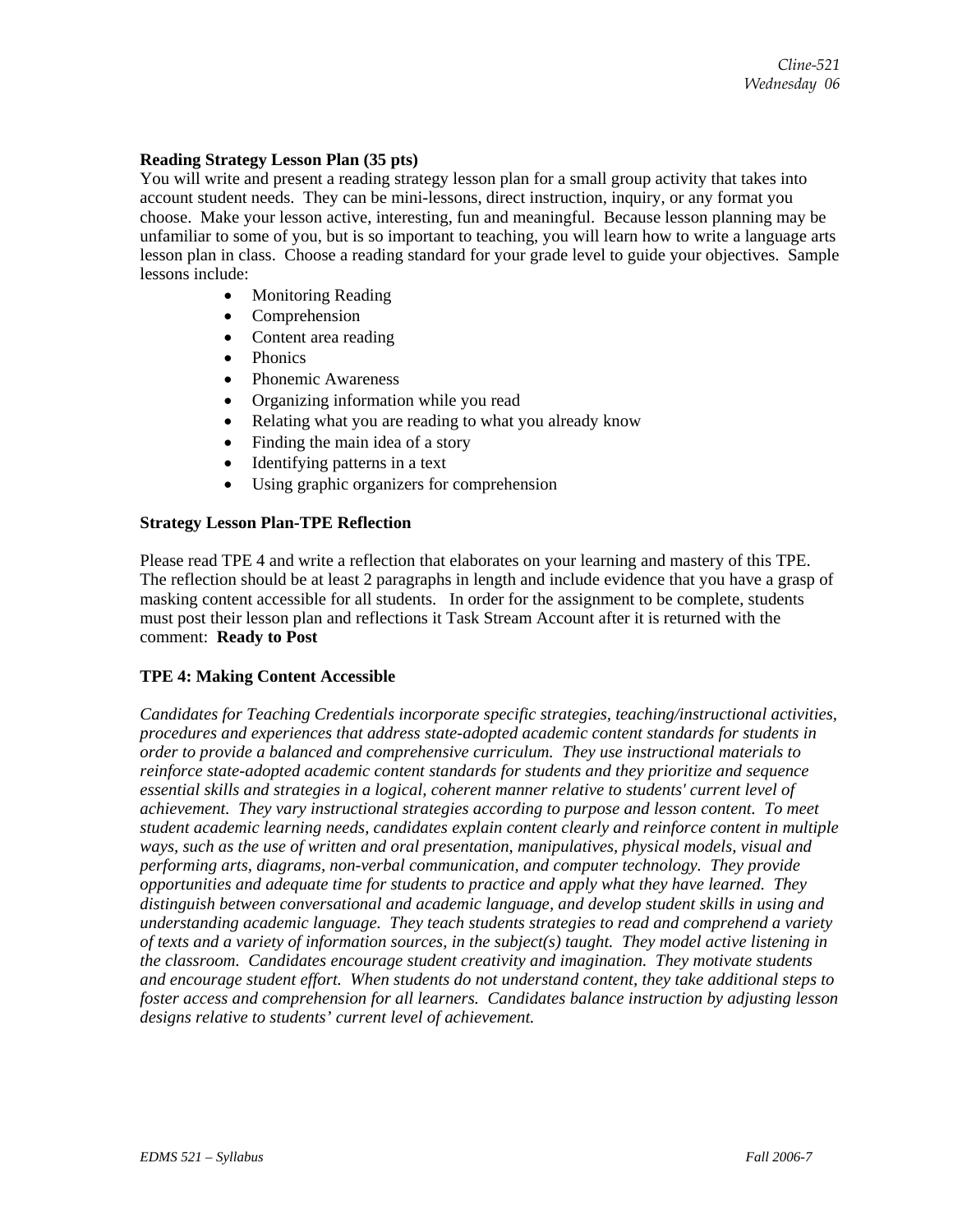**Reading Strategy Lesson Plan (35 pts)**

You will write and present a reading strategy lesson plan for a small group activity that takes into account student needs. They can be mini-lessons, direct instruction, inquiry, or any format you choose. Make your lesson active, interesting, fun and meaningful. Because lesson planning may be unfamiliar to some of you, but is so important to teaching, you will learn how to write a language arts lesson plan in class. Choose a reading standard for your grade level to guide your objectives. Sample lessons include:

- Monitoring Reading
- Comprehension
- Content area reading
- Phonics
- Phonemic Awareness
- Organizing information while you read
- Relating what you are reading to what you already know
- Finding the main idea of a story
- Identifying patterns in a text
- Using graphic organizers for comprehension

**Strategy Lesson Plan-TPE Reflection**

Please read TPE 4 and write a reflection that elaborates on your learning and mastery of this TPE. The reflection should be at least 2 paragraphs in length and include evidence that you have a grasp of masking content accessible for all students. In order for the assignment to be complete, students must post their lesson plan and reflections it Task Stream Account after it is returned with the comment: **Ready to Post**

**TPE 4: Making Content Accessible**

*Candidates for Teaching Credentials incorporate specific strategies, teaching/instructional activities, procedures and experiences that address state-adopted academic content standards for students in order to provide a balanced and comprehensive curriculum. They use instructional materials to reinforce state-adopted academic content standards for students and they prioritize and sequence essential skills and strategies in a logical, coherent manner relative to students' current level of achievement. They vary instructional strategies according to purpose and lesson content. To meet student academic learning needs, candidates explain content clearly and reinforce content in multiple ways, such as the use of written and oral presentation, manipulatives, physical models, visual and performing arts, diagrams, non-verbal communication, and computer technology. They provide opportunities and adequate time for students to practice and apply what they have learned. They distinguish between conversational and academic language, and develop student skills in using and understanding academic language. They teach students strategies to read and comprehend a variety of texts and a variety of information sources, in the subject(s) taught. They model active listening in the classroom. Candidates encourage student creativity and imagination. They motivate students and encourage student effort. When students do not understand content, they take additional steps to foster access and comprehension for all learners. Candidates balance instruction by adjusting lesson designs relative to students' current level of achievement.*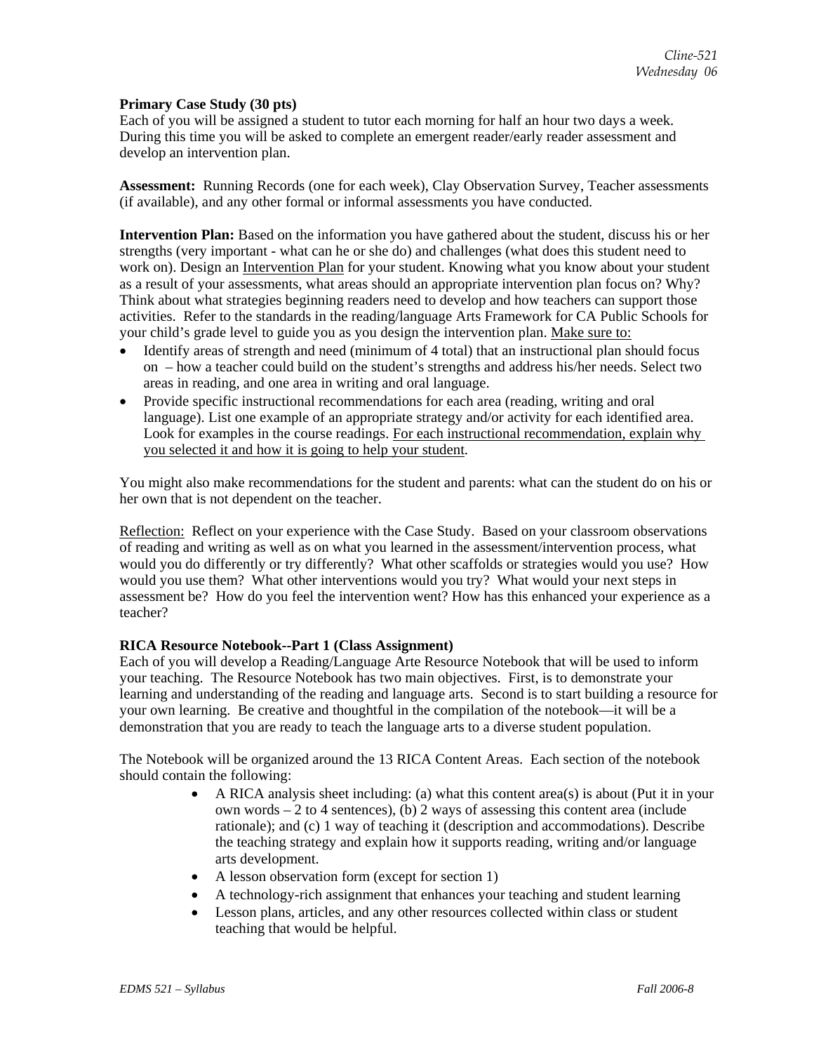**Primary Case Study (30 pts)**
Each of you will be assigned a student to tutor each morning for half an hour two days a week. During this time you will be asked to complete an emergent reader/early reader assessment and develop an intervention plan.

**Assessment:** Running Records (one for each week), Clay Observation Survey, Teacher assessments (if available), and any other formal or informal assessments you have conducted.

**Intervention Plan:** Based on the information you have gathered about the student, discuss his or her strengths (very important - what can he or she do) and challenges (what does this student need to work on). Design an Intervention Plan for your student. Knowing what you know about your student as a result of your assessments, what areas should an appropriate intervention plan focus on? Why? Think about what strategies beginning readers need to develop and how teachers can support those activities. Refer to the standards in the reading/language Arts Framework for CA Public Schools for your child's grade level to guide you as you design the intervention plan. Make sure to:

- Identify areas of strength and need (minimum of 4 total) that an instructional plan should focus on – how a teacher could build on the student's strengths and address his/her needs. Select two areas in reading, and one area in writing and oral language.
- Provide specific instructional recommendations for each area (reading, writing and oral language). List one example of an appropriate strategy and/or activity for each identified area. Look for examples in the course readings. For each instructional recommendation, explain why you selected it and how it is going to help your student.

You might also make recommendations for the student and parents: what can the student do on his or her own that is not dependent on the teacher.

Reflection: Reflect on your experience with the Case Study. Based on your classroom observations of reading and writing as well as on what you learned in the assessment/intervention process, what would you do differently or try differently? What other scaffolds or strategies would you use? How would you use them? What other interventions would you try? What would your next steps in assessment be? How do you feel the intervention went? How has this enhanced your experience as a teacher?

**RICA Resource Notebook--Part 1 (Class Assignment)**
Each of you will develop a Reading/Language Arte Resource Notebook that will be used to inform your teaching. The Resource Notebook has two main objectives. First, is to demonstrate your learning and understanding of the reading and language arts. Second is to start building a resource for your own learning. Be creative and thoughtful in the compilation of the notebook—it will be a demonstration that you are ready to teach the language arts to a diverse student population.

The Notebook will be organized around the 13 RICA Content Areas. Each section of the notebook should contain the following:

- A RICA analysis sheet including: (a) what this content area(s) is about (Put it in your own words – 2 to 4 sentences), (b) 2 ways of assessing this content area (include rationale); and (c) 1 way of teaching it (description and accommodations). Describe the teaching strategy and explain how it supports reading, writing and/or language arts development.
- A lesson observation form (except for section 1)
- A technology-rich assignment that enhances your teaching and student learning
- Lesson plans, articles, and any other resources collected within class or student teaching that would be helpful.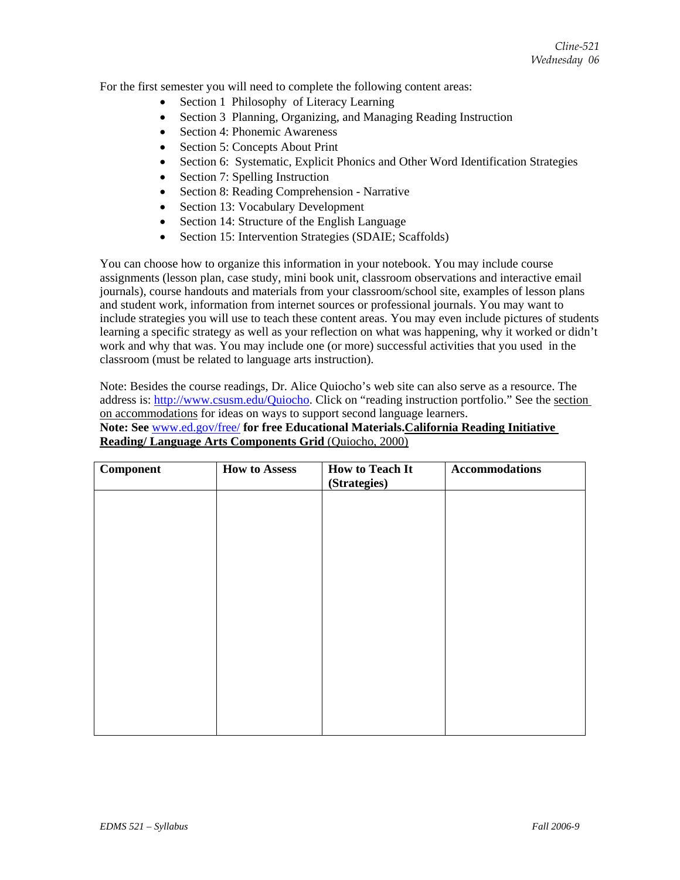For the first semester you will need to complete the following content areas:

- Section 1 Philosophy of Literacy Learning
- Section 3 Planning, Organizing, and Managing Reading Instruction
- Section 4: Phonemic Awareness
- Section 5: Concepts About Print
- Section 6: Systematic, Explicit Phonics and Other Word Identification Strategies
- Section 7: Spelling Instruction
- Section 8: Reading Comprehension - Narrative
- Section 13: Vocabulary Development
- Section 14: Structure of the English Language
- Section 15: Intervention Strategies (SDAIE; Scaffolds)

You can choose how to organize this information in your notebook. You may include course assignments (lesson plan, case study, mini book unit, classroom observations and interactive email journals), course handouts and materials from your classroom/school site, examples of lesson plans and student work, information from internet sources or professional journals. You may want to include strategies you will use to teach these content areas. You may even include pictures of students learning a specific strategy as well as your reflection on what was happening, why it worked or didn't work and why that was. You may include one (or more) successful activities that you used in the classroom (must be related to language arts instruction).

Note: Besides the course readings, Dr. Alice Quiocho's web site can also serve as a resource. The address is: http://www.csusm.edu/Quiocho. Click on "reading instruction portfolio." See the section on accommodations for ideas on ways to support second language learners.

**Note: See** www.ed.gov/free/ **for free Educational Materials.** **California Reading Initiative Reading/ Language Arts Components Grid** (Quiocho, 2000)

| Component | How to Assess | How to Teach It (Strategies) | Accommodations |
|---|---|---|---|
| | | | |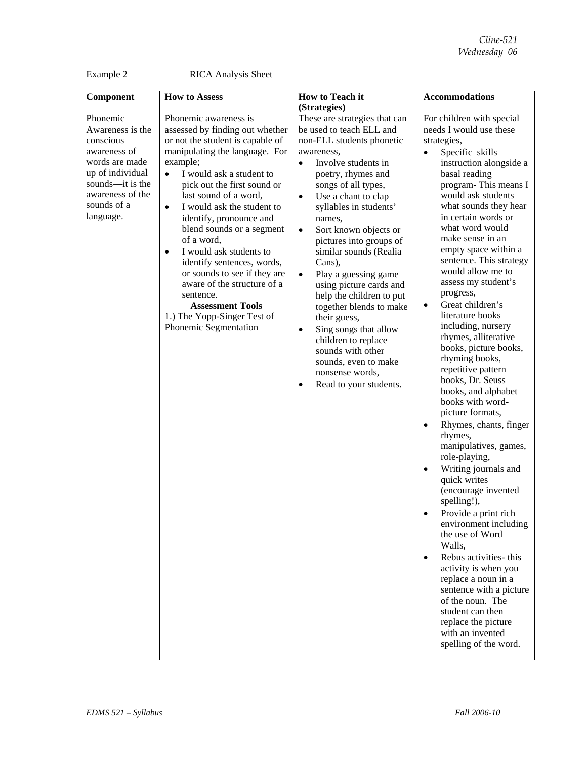Example 2 RICA Analysis Sheet

| Component | How to Assess | How to Teach it (Strategies) | Accommodations |
|---|---|---|---|
| Phonemic Awareness is the conscious awareness of words are made up of individual sounds—it is the awareness of the sounds of a language. | Phonemic awareness is assessed by finding out whether or not the student is capable of manipulating the language. For example;<br>• I would ask a student to pick out the first sound or last sound of a word,<br>• I would ask the student to identify, pronounce and blend sounds or a segment of a word,<br>• I would ask students to identify sentences, words, or sounds to see if they are aware of the structure of a sentence.<br>**Assessment Tools**<br>1.) The Yopp-Singer Test of Phonemic Segmentation | These are strategies that can be used to teach ELL and non-ELL students phonetic awareness,<br>• Involve students in poetry, rhymes and songs of all types,<br>• Use a chant to clap syllables in students' names,<br>• Sort known objects or pictures into groups of similar sounds (Realia Cans),<br>• Play a guessing game using picture cards and help the children to put together blends to make their guess,<br>• Sing songs that allow children to replace sounds with other sounds, even to make nonsense words,<br>• Read to your students. | For children with special needs I would use these strategies,<br>• Specific skills instruction alongside a basal reading program- This means I would ask students what sounds they hear in certain words or what word would make sense in an empty space within a sentence. This strategy would allow me to assess my student's progress,<br>• Great children's literature books including, nursery rhymes, alliterative books, picture books, rhyming books, repetitive pattern books, Dr. Seuss books, and alphabet books with word-picture formats,<br>• Rhymes, chants, finger rhymes, manipulatives, games, role-playing,<br>• Writing journals and quick writes (encourage invented spelling!),<br>• Provide a print rich environment including the use of Word Walls,<br>• Rebus activities- this activity is when you replace a noun in a sentence with a picture of the noun. The student can then replace the picture with an invented spelling of the word. |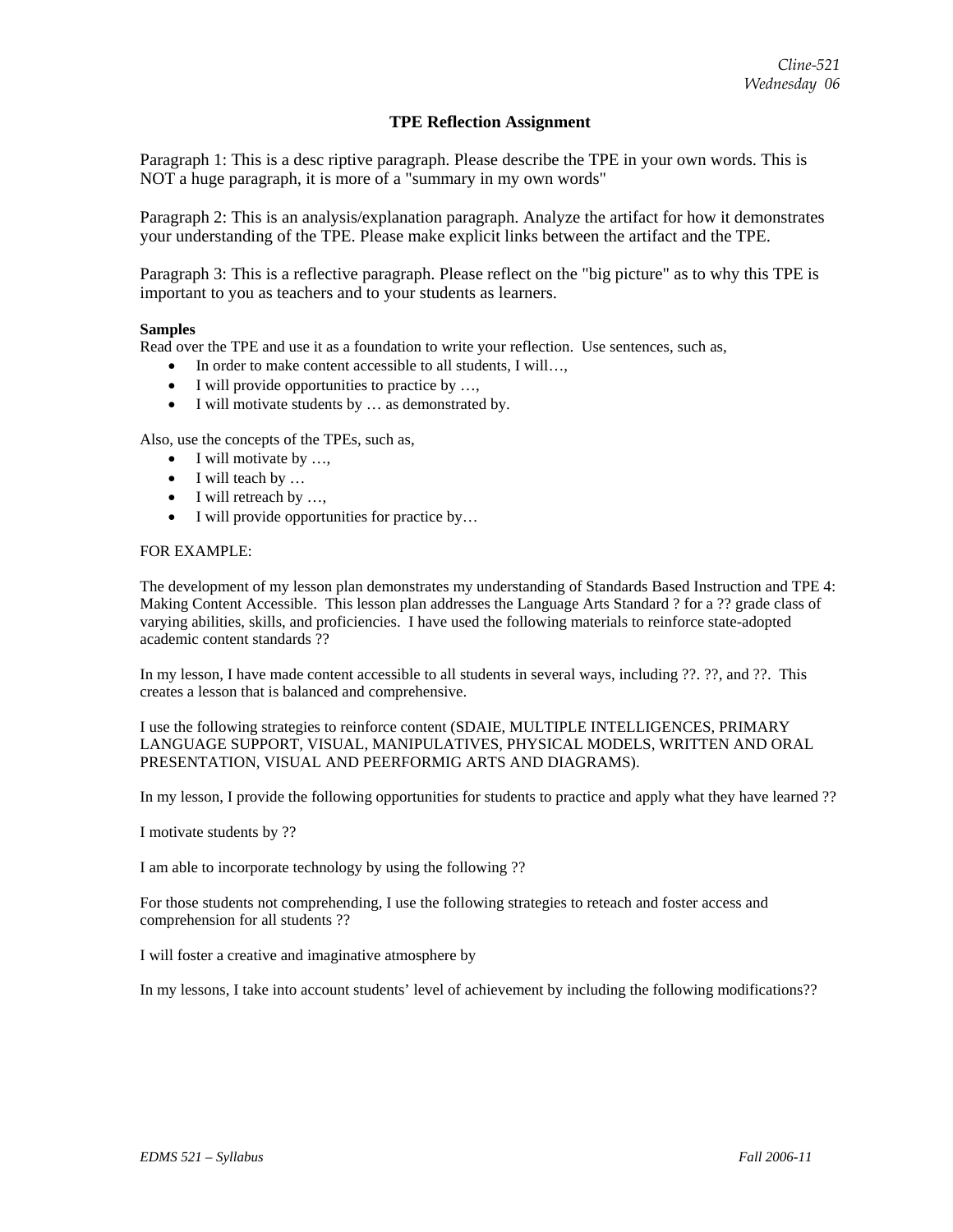## TPE Reflection Assignment

Paragraph 1: This is a desc riptive paragraph. Please describe the TPE in your own words. This is NOT a huge paragraph, it is more of a "summary in my own words"

Paragraph 2: This is an analysis/explanation paragraph. Analyze the artifact for how it demonstrates your understanding of the TPE. Please make explicit links between the artifact and the TPE.

Paragraph 3: This is a reflective paragraph. Please reflect on the "big picture" as to why this TPE is important to you as teachers and to your students as learners.

**Samples**

Read over the TPE and use it as a foundation to write your reflection. Use sentences, such as,

- In order to make content accessible to all students, I will…,
- I will provide opportunities to practice by …,
- I will motivate students by … as demonstrated by.

Also, use the concepts of the TPEs, such as,

- I will motivate by …,
- I will teach by …
- I will retreach by …,
- I will provide opportunities for practice by…

FOR EXAMPLE:

The development of my lesson plan demonstrates my understanding of Standards Based Instruction and TPE 4: Making Content Accessible. This lesson plan addresses the Language Arts Standard ? for a ?? grade class of varying abilities, skills, and proficiencies. I have used the following materials to reinforce state-adopted academic content standards ??

In my lesson, I have made content accessible to all students in several ways, including ??. ??, and ??. This creates a lesson that is balanced and comprehensive.

I use the following strategies to reinforce content (SDAIE, MULTIPLE INTELLIGENCES, PRIMARY LANGUAGE SUPPORT, VISUAL, MANIPULATIVES, PHYSICAL MODELS, WRITTEN AND ORAL PRESENTATION, VISUAL AND PEERFORMIG ARTS AND DIAGRAMS).

In my lesson, I provide the following opportunities for students to practice and apply what they have learned ??

I motivate students by ??

I am able to incorporate technology by using the following ??

For those students not comprehending, I use the following strategies to reteach and foster access and comprehension for all students ??

I will foster a creative and imaginative atmosphere by

In my lessons, I take into account students' level of achievement by including the following modifications??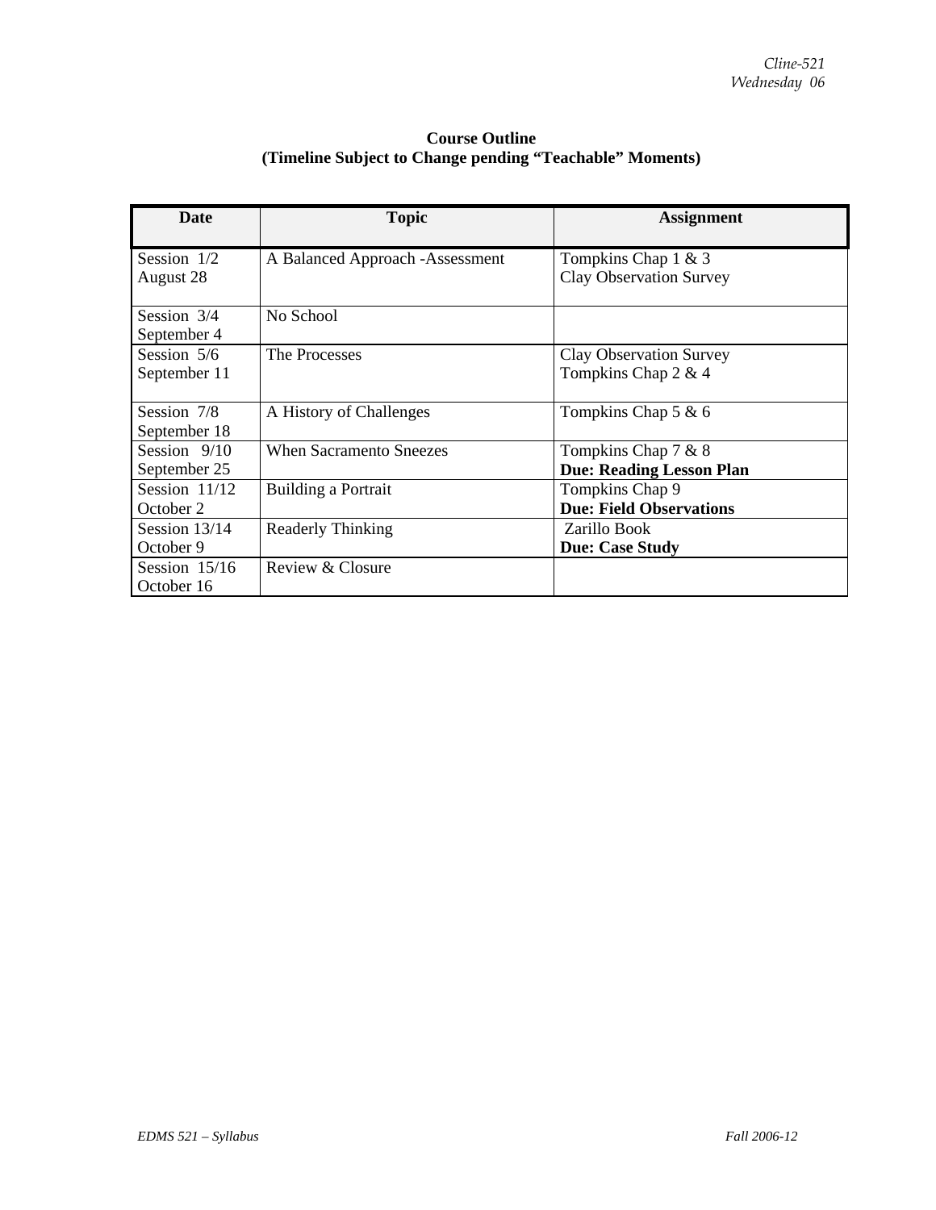**Course Outline**
**(Timeline Subject to Change pending "Teachable" Moments)**

| Date | Topic | Assignment |
|---|---|---|
| Session 1/2<br>August 28 | A Balanced Approach -Assessment | Tompkins Chap 1 & 3<br>Clay Observation Survey |
| Session 3/4<br>September 4 | No School | |
| Session 5/6<br>September 11 | The Processes | Clay Observation Survey<br>Tompkins Chap 2 & 4 |
| Session 7/8<br>September 18 | A History of Challenges | Tompkins Chap 5 & 6 |
| Session 9/10<br>September 25 | When Sacramento Sneezes | Tompkins Chap 7 & 8<br>**Due: Reading Lesson Plan** |
| Session 11/12<br>October 2 | Building a Portrait | Tompkins Chap 9<br>**Due: Field Observations** |
| Session 13/14<br>October 9 | Readerly Thinking | Zarillo Book<br>**Due: Case Study** |
| Session 15/16<br>October 16 | Review & Closure | |